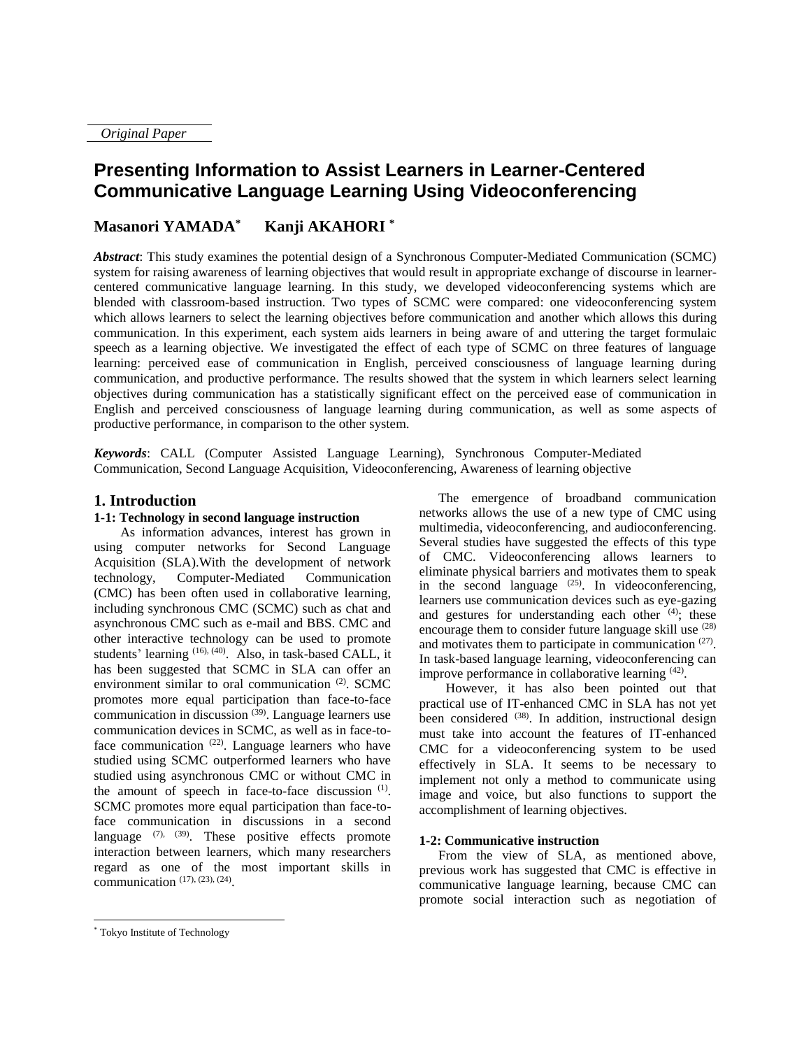*Original Paper*

# Presenting Information to Assist Learners in Learner-Centered Communicative Language Learning Using Videoconferencing

**Masanori YAMADA*** **Kanji AKAHORI ***

***Abstract***: This study examines the potential design of a Synchronous Computer-Mediated Communication (SCMC) system for raising awareness of learning objectives that would result in appropriate exchange of discourse in learner-centered communicative language learning. In this study, we developed videoconferencing systems which are blended with classroom-based instruction. Two types of SCMC were compared: one videoconferencing system which allows learners to select the learning objectives before communication and another which allows this during communication. In this experiment, each system aids learners in being aware of and uttering the target formulaic speech as a learning objective. We investigated the effect of each type of SCMC on three features of language learning: perceived ease of communication in English, perceived consciousness of language learning during communication, and productive performance. The results showed that the system in which learners select learning objectives during communication has a statistically significant effect on the perceived ease of communication in English and perceived consciousness of language learning during communication, as well as some aspects of productive performance, in comparison to the other system.

***Keywords***: CALL (Computer Assisted Language Learning), Synchronous Computer-Mediated Communication, Second Language Acquisition, Videoconferencing, Awareness of learning objective

## 1. Introduction

### 1-1: Technology in second language instruction

As information advances, interest has grown in using computer networks for Second Language Acquisition (SLA).With the development of network technology, Computer-Mediated Communication (CMC) has been often used in collaborative learning, including synchronous CMC (SCMC) such as chat and asynchronous CMC such as e-mail and BBS. CMC and other interactive technology can be used to promote students' learning [(16), (40)]. Also, in task-based CALL, it has been suggested that SCMC in SLA can offer an environment similar to oral communication [(2)]. SCMC promotes more equal participation than face-to-face communication in discussion [(39)]. Language learners use communication devices in SCMC, as well as in face-to-face communication [(22)]. Language learners who have studied using SCMC outperformed learners who have studied using asynchronous CMC or without CMC in the amount of speech in face-to-face discussion [(1)]. SCMC promotes more equal participation than face-to-face communication in discussions in a second language [(7), (39)]. These positive effects promote interaction between learners, which many researchers regard as one of the most important skills in communication [(17), (23), (24)].

The emergence of broadband communication networks allows the use of a new type of CMC using multimedia, videoconferencing, and audioconferencing. Several studies have suggested the effects of this type of CMC. Videoconferencing allows learners to eliminate physical barriers and motivates them to speak in the second language [(25)]. In videoconferencing, learners use communication devices such as eye-gazing and gestures for understanding each other [(4)]; these encourage them to consider future language skill use [(28)] and motivates them to participate in communication [(27)]. In task-based language learning, videoconferencing can improve performance in collaborative learning [(42)].

However, it has also been pointed out that practical use of IT-enhanced CMC in SLA has not yet been considered [(38)]. In addition, instructional design must take into account the features of IT-enhanced CMC for a videoconferencing system to be used effectively in SLA. It seems to be necessary to implement not only a method to communicate using image and voice, but also functions to support the accomplishment of learning objectives.

### 1-2: Communicative instruction

From the view of SLA, as mentioned above, previous work has suggested that CMC is effective in communicative language learning, because CMC can promote social interaction such as negotiation of

---

* Tokyo Institute of Technology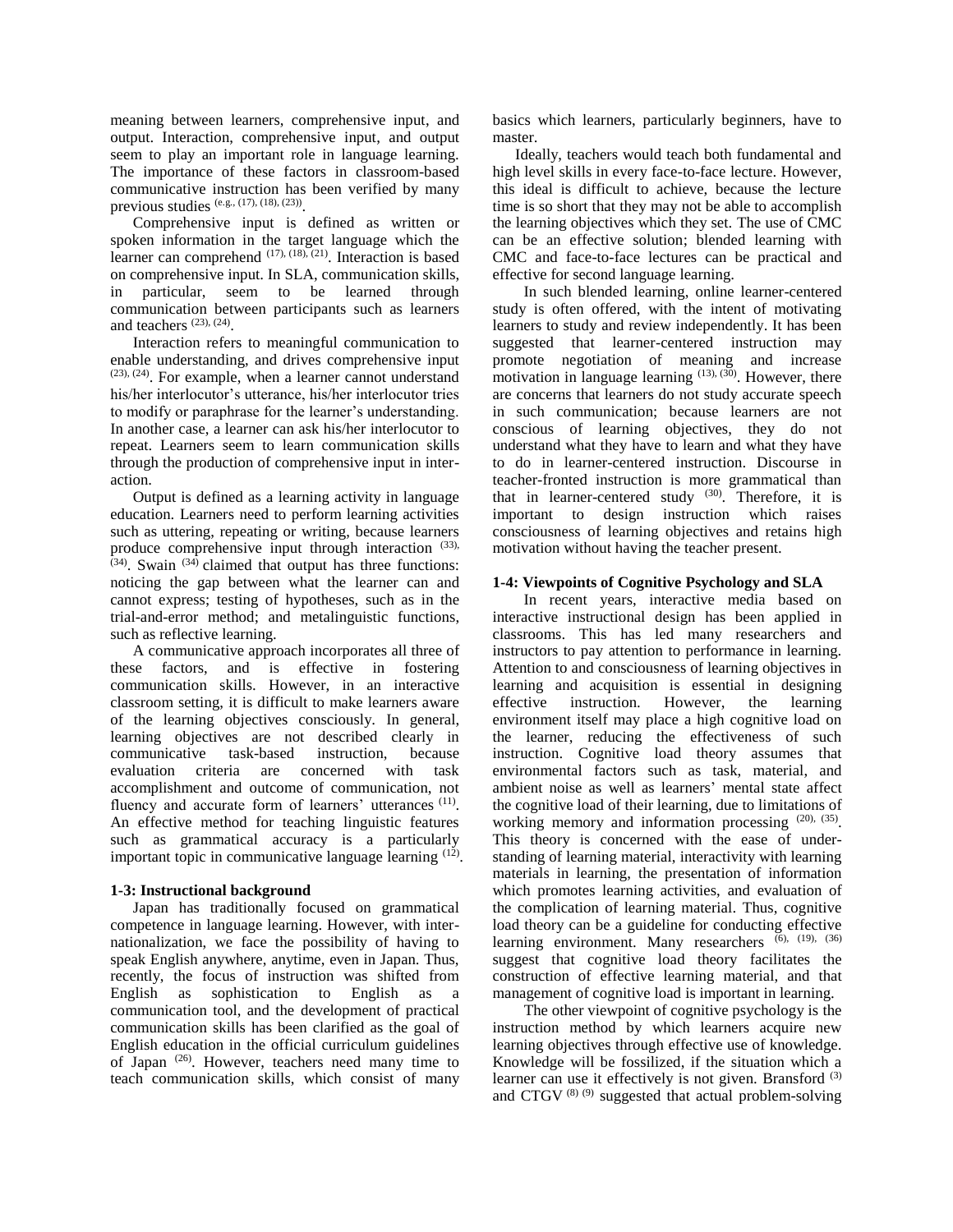meaning between learners, comprehensive input, and output. Interaction, comprehensive input, and output seem to play an important role in language learning. The importance of these factors in classroom-based communicative instruction has been verified by many previous studies [e.g., (17), (18), (23)].

Comprehensive input is defined as written or spoken information in the target language which the learner can comprehend [(17), (18), (21)]. Interaction is based on comprehensive input. In SLA, communication skills, in particular, seem to be learned through communication between participants such as learners and teachers [(23), (24)].

Interaction refers to meaningful communication to enable understanding, and drives comprehensive input [(23), (24)]. For example, when a learner cannot understand his/her interlocutor's utterance, his/her interlocutor tries to modify or paraphrase for the learner's understanding. In another case, a learner can ask his/her interlocutor to repeat. Learners seem to learn communication skills through the production of comprehensive input in interaction.

Output is defined as a learning activity in language education. Learners need to perform learning activities such as uttering, repeating or writing, because learners produce comprehensive input through interaction [(33), (34)]. Swain [(34)] claimed that output has three functions: noticing the gap between what the learner can and cannot express; testing of hypotheses, such as in the trial-and-error method; and metalinguistic functions, such as reflective learning.

A communicative approach incorporates all three of these factors, and is effective in fostering communication skills. However, in an interactive classroom setting, it is difficult to make learners aware of the learning objectives consciously. In general, learning objectives are not described clearly in communicative task-based instruction, because evaluation criteria are concerned with task accomplishment and outcome of communication, not fluency and accurate form of learners' utterances [(11)]. An effective method for teaching linguistic features such as grammatical accuracy is a particularly important topic in communicative language learning [(12)].

**1-3: Instructional background**

Japan has traditionally focused on grammatical competence in language learning. However, with internationalization, we face the possibility of having to speak English anywhere, anytime, even in Japan. Thus, recently, the focus of instruction was shifted from English as sophistication to English as a communication tool, and the development of practical communication skills has been clarified as the goal of English education in the official curriculum guidelines of Japan [(26)]. However, teachers need many time to teach communication skills, which consist of many basics which learners, particularly beginners, have to master.

Ideally, teachers would teach both fundamental and high level skills in every face-to-face lecture. However, this ideal is difficult to achieve, because the lecture time is so short that they may not be able to accomplish the learning objectives which they set. The use of CMC can be an effective solution; blended learning with CMC and face-to-face lectures can be practical and effective for second language learning.

In such blended learning, online learner-centered study is often offered, with the intent of motivating learners to study and review independently. It has been suggested that learner-centered instruction may promote negotiation of meaning and increase motivation in language learning [(13), (30)]. However, there are concerns that learners do not study accurate speech in such communication; because learners are not conscious of learning objectives, they do not understand what they have to learn and what they have to do in learner-centered instruction. Discourse in teacher-fronted instruction is more grammatical than that in learner-centered study [(30)]. Therefore, it is important to design instruction which raises consciousness of learning objectives and retains high motivation without having the teacher present.

**1-4: Viewpoints of Cognitive Psychology and SLA**

In recent years, interactive media based on interactive instructional design has been applied in classrooms. This has led many researchers and instructors to pay attention to performance in learning. Attention to and consciousness of learning objectives in learning and acquisition is essential in designing effective instruction. However, the learning environment itself may place a high cognitive load on the learner, reducing the effectiveness of such instruction. Cognitive load theory assumes that environmental factors such as task, material, and ambient noise as well as learners' mental state affect the cognitive load of their learning, due to limitations of working memory and information processing [(20), (35)]. This theory is concerned with the ease of understanding of learning material, interactivity with learning materials in learning, the presentation of information which promotes learning activities, and evaluation of the complication of learning material. Thus, cognitive load theory can be a guideline for conducting effective learning environment. Many researchers [(6), (19), (36)] suggest that cognitive load theory facilitates the construction of effective learning material, and that management of cognitive load is important in learning.

The other viewpoint of cognitive psychology is the instruction method by which learners acquire new learning objectives through effective use of knowledge. Knowledge will be fossilized, if the situation which a learner can use it effectively is not given. Bransford [(3)] and CTGV [(8) (9)] suggested that actual problem-solving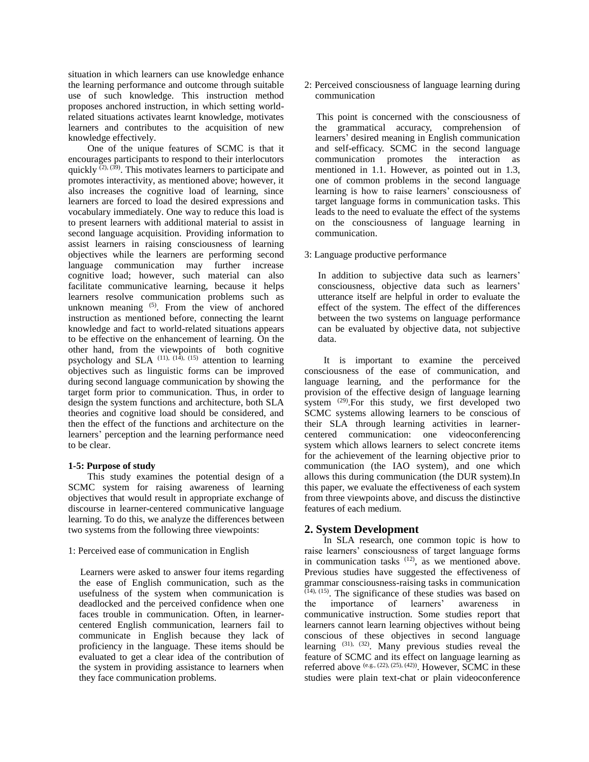situation in which learners can use knowledge enhance the learning performance and outcome through suitable use of such knowledge. This instruction method proposes anchored instruction, in which setting world-related situations activates learnt knowledge, motivates learners and contributes to the acquisition of new knowledge effectively.

One of the unique features of SCMC is that it encourages participants to respond to their interlocutors quickly [(2), (39)]. This motivates learners to participate and promotes interactivity, as mentioned above; however, it also increases the cognitive load of learning, since learners are forced to load the desired expressions and vocabulary immediately. One way to reduce this load is to present learners with additional material to assist in second language acquisition. Providing information to assist learners in raising consciousness of learning objectives while the learners are performing second language communication may further increase cognitive load; however, such material can also facilitate communicative learning, because it helps learners resolve communication problems such as unknown meaning [(5)]. From the view of anchored instruction as mentioned before, connecting the learnt knowledge and fact to world-related situations appears to be effective on the enhancement of learning. On the other hand, from the viewpoints of both cognitive psychology and SLA [(11), (14), (15)] attention to learning objectives such as linguistic forms can be improved during second language communication by showing the target form prior to communication. Thus, in order to design the system functions and architecture, both SLA theories and cognitive load should be considered, and then the effect of the functions and architecture on the learners' perception and the learning performance need to be clear.

**1-5: Purpose of study**

This study examines the potential design of a SCMC system for raising awareness of learning objectives that would result in appropriate exchange of discourse in learner-centered communicative language learning. To do this, we analyze the differences between two systems from the following three viewpoints:

1: Perceived ease of communication in English

Learners were asked to answer four items regarding the ease of English communication, such as the usefulness of the system when communication is deadlocked and the perceived confidence when one faces trouble in communication. Often, in learner-centered English communication, learners fail to communicate in English because they lack of proficiency in the language. These items should be evaluated to get a clear idea of the contribution of the system in providing assistance to learners when they face communication problems.

2: Perceived consciousness of language learning during communication

This point is concerned with the consciousness of the grammatical accuracy, comprehension of learners' desired meaning in English communication and self-efficacy. SCMC in the second language communication promotes the interaction as mentioned in 1.1. However, as pointed out in 1.3, one of common problems in the second language learning is how to raise learners' consciousness of target language forms in communication tasks. This leads to the need to evaluate the effect of the systems on the consciousness of language learning in communication.

3: Language productive performance

In addition to subjective data such as learners' consciousness, objective data such as learners' utterance itself are helpful in order to evaluate the effect of the system. The effect of the differences between the two systems on language performance can be evaluated by objective data, not subjective data.

It is important to examine the perceived consciousness of the ease of communication, and language learning, and the performance for the provision of the effective design of language learning system [(29)]. For this study, we first developed two SCMC systems allowing learners to be conscious of their SLA through learning activities in learner-centered communication: one videoconferencing system which allows learners to select concrete items for the achievement of the learning objective prior to communication (the IAO system), and one which allows this during communication (the DUR system). In this paper, we evaluate the effectiveness of each system from three viewpoints above, and discuss the distinctive features of each medium.

## 2. System Development

In SLA research, one common topic is how to raise learners' consciousness of target language forms in communication tasks [(12)], as we mentioned above. Previous studies have suggested the effectiveness of grammar consciousness-raising tasks in communication [(14), (15)]. The significance of these studies was based on the importance of learners' awareness in communicative instruction. Some studies report that learners cannot learn learning objectives without being conscious of these objectives in second language learning [(31), (32)]. Many previous studies reveal the feature of SCMC and its effect on language learning as referred above [(e.g., (22), (25), (42))]. However, SCMC in these studies were plain text-chat or plain videoconference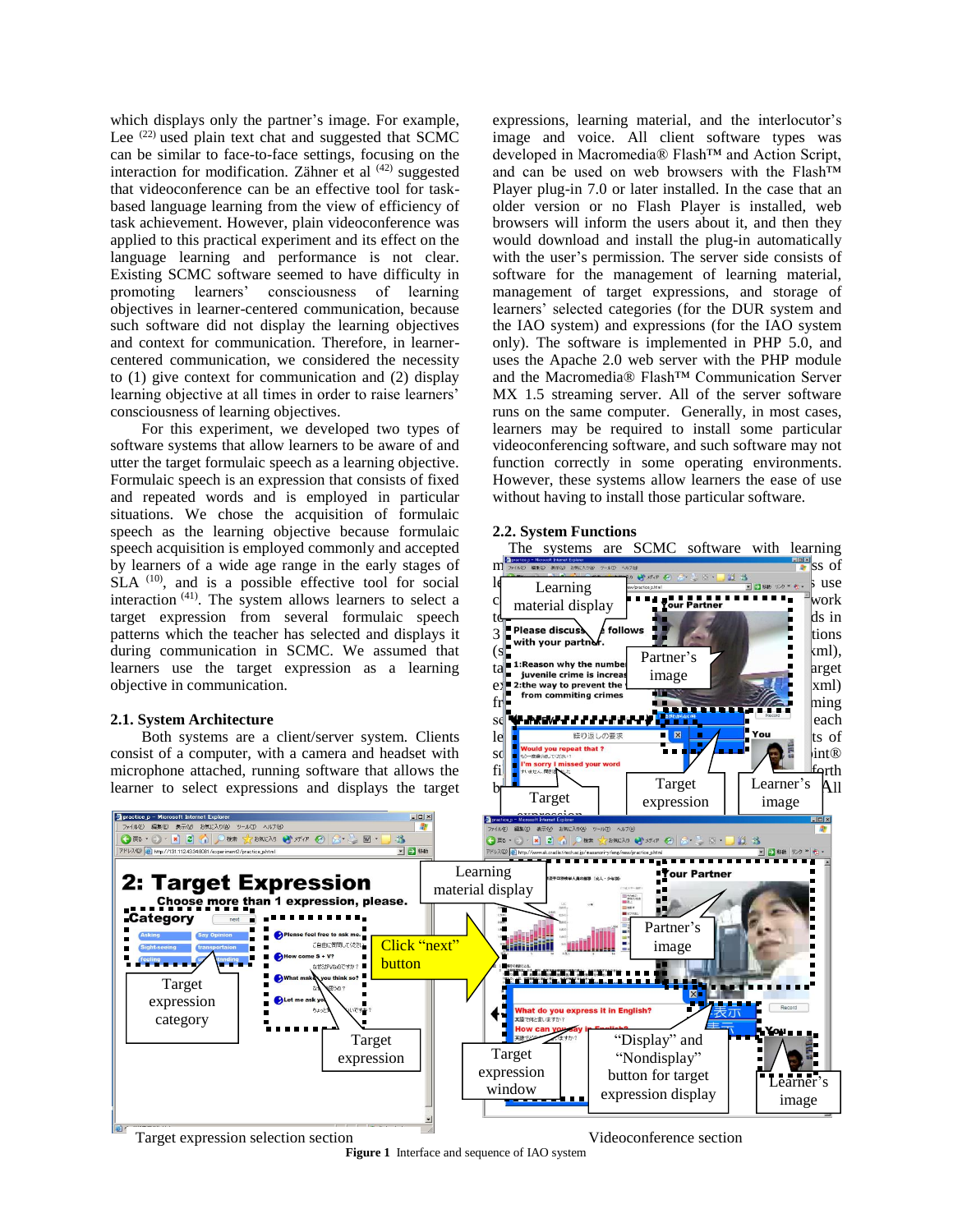which displays only the partner's image. For example, Lee [22] used plain text chat and suggested that SCMC can be similar to face-to-face settings, focusing on the interaction for modification. Zähner et al [42] suggested that videoconference can be an effective tool for task-based language learning from the view of efficiency of task achievement. However, plain videoconference was applied to this practical experiment and its effect on the language learning and performance is not clear. Existing SCMC software seemed to have difficulty in promoting learners' consciousness of learning objectives in learner-centered communication, because such software did not display the learning objectives and context for communication. Therefore, in learner-centered communication, we considered the necessity to (1) give context for communication and (2) display learning objective at all times in order to raise learners' consciousness of learning objectives.

For this experiment, we developed two types of software systems that allow learners to be aware of and utter the target formulaic speech as a learning objective. Formulaic speech is an expression that consists of fixed and repeated words and is employed in particular situations. We chose the acquisition of formulaic speech as the learning objective because formulaic speech acquisition is employed commonly and accepted by learners of a wide age range in the early stages of SLA [10], and is a possible effective tool for social interaction [41]. The system allows learners to select a target expression from several formulaic speech patterns which the teacher has selected and displays it during communication in SCMC. We assumed that learners use the target expression as a learning objective in communication.

### 2.1. System Architecture

Both systems are a client/server system. Clients consist of a computer, with a camera and headset with microphone attached, running software that allows the learner to select expressions and displays the target expressions, learning material, and the interlocutor's image and voice. All client software types was developed in Macromedia® Flash™ and Action Script, and can be used on web browsers with the Flash™ Player plug-in 7.0 or later installed. In the case that an older version or no Flash Player is installed, web browsers will inform the users about it, and then they would download and install the plug-in automatically with the user's permission. The server side consists of software for the management of learning material, management of target expressions, and storage of learners' selected categories (for the DUR system and the IAO system) and expressions (for the IAO system only). The software is implemented in PHP 5.0, and uses the Apache 2.0 web server with the PHP module and the Macromedia® Flash™ Communication Server MX 1.5 streaming server. All of the server software runs on the same computer. Generally, in most cases, learners may be required to install some particular videoconferencing software, and such software may not function correctly in some operating environments. However, these systems allow learners the ease of use without having to install those particular software.

### 2.2. System Functions

The systems are SCMC software with learning m... ss of le... s use c... work t... ds in 3... tions (s... xml), ta... arget e... xml) fr... ming s... each le... ts of s... int® fi... forth b... All

Target expression selection section

Videoconference section

**Figure 1** Interface and sequence of IAO system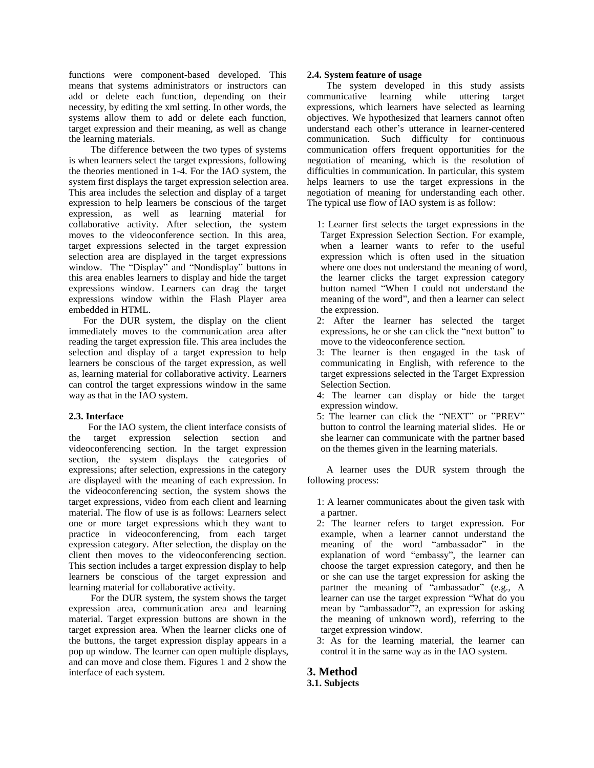functions were component-based developed. This means that systems administrators or instructors can add or delete each function, depending on their necessity, by editing the xml setting. In other words, the systems allow them to add or delete each function, target expression and their meaning, as well as change the learning materials.

The difference between the two types of systems is when learners select the target expressions, following the theories mentioned in 1-4. For the IAO system, the system first displays the target expression selection area. This area includes the selection and display of a target expression to help learners be conscious of the target expression, as well as learning material for collaborative activity. After selection, the system moves to the videoconference section. In this area, target expressions selected in the target expression selection area are displayed in the target expressions window. The "Display" and "Nondisplay" buttons in this area enables learners to display and hide the target expressions window. Learners can drag the target expressions window within the Flash Player area embedded in HTML.

For the DUR system, the display on the client immediately moves to the communication area after reading the target expression file. This area includes the selection and display of a target expression to help learners be conscious of the target expression, as well as, learning material for collaborative activity. Learners can control the target expressions window in the same way as that in the IAO system.

### 2.3. Interface

For the IAO system, the client interface consists of the target expression selection section and videoconferencing section. In the target expression section, the system displays the categories of expressions; after selection, expressions in the category are displayed with the meaning of each expression. In the videoconferencing section, the system shows the target expressions, video from each client and learning material. The flow of use is as follows: Learners select one or more target expressions which they want to practice in videoconferencing, from each target expression category. After selection, the display on the client then moves to the videoconferencing section. This section includes a target expression display to help learners be conscious of the target expression and learning material for collaborative activity.

For the DUR system, the system shows the target expression area, communication area and learning material. Target expression buttons are shown in the target expression area. When the learner clicks one of the buttons, the target expression display appears in a pop up window. The learner can open multiple displays, and can move and close them. Figures 1 and 2 show the interface of each system.

### 2.4. System feature of usage

The system developed in this study assists communicative learning while uttering target expressions, which learners have selected as learning objectives. We hypothesized that learners cannot often understand each other's utterance in learner-centered communication. Such difficulty for continuous communication offers frequent opportunities for the negotiation of meaning, which is the resolution of difficulties in communication. In particular, this system helps learners to use the target expressions in the negotiation of meaning for understanding each other. The typical use flow of IAO system is as follow:

1: Learner first selects the target expressions in the Target Expression Selection Section. For example, when a learner wants to refer to the useful expression which is often used in the situation where one does not understand the meaning of word, the learner clicks the target expression category button named "When I could not understand the meaning of the word", and then a learner can select the expression.
2: After the learner has selected the target expressions, he or she can click the "next button" to move to the videoconference section.
3: The learner is then engaged in the task of communicating in English, with reference to the target expressions selected in the Target Expression Selection Section.
4: The learner can display or hide the target expression window.
5: The learner can click the "NEXT" or "PREV" button to control the learning material slides. He or she learner can communicate with the partner based on the themes given in the learning materials.

A learner uses the DUR system through the following process:

1: A learner communicates about the given task with a partner.
2: The learner refers to target expression. For example, when a learner cannot understand the meaning of the word "ambassador" in the explanation of word "embassy", the learner can choose the target expression category, and then he or she can use the target expression for asking the partner the meaning of "ambassador" (e.g., A learner can use the target expression "What do you mean by "ambassador"?, an expression for asking the meaning of unknown word), referring to the target expression window.
3: As for the learning material, the learner can control it in the same way as in the IAO system.

## 3. Method

### 3.1. Subjects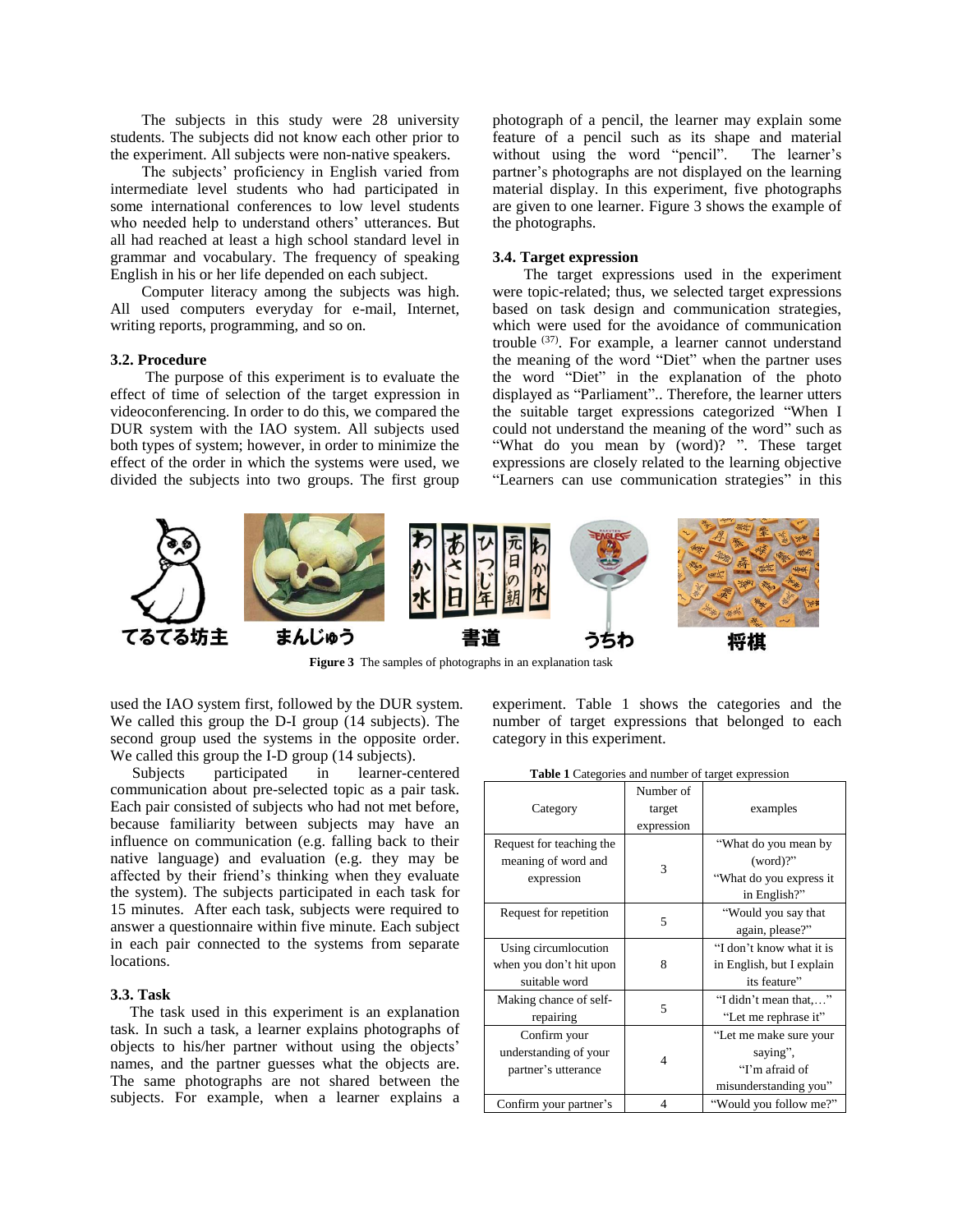The subjects in this study were 28 university students. The subjects did not know each other prior to the experiment. All subjects were non-native speakers.

The subjects' proficiency in English varied from intermediate level students who had participated in some international conferences to low level students who needed help to understand others' utterances. But all had reached at least a high school standard level in grammar and vocabulary. The frequency of speaking English in his or her life depended on each subject.

Computer literacy among the subjects was high. All used computers everyday for e-mail, Internet, writing reports, programming, and so on.

### 3.2. Procedure

The purpose of this experiment is to evaluate the effect of time of selection of the target expression in videoconferencing. In order to do this, we compared the DUR system with the IAO system. All subjects used both types of system; however, in order to minimize the effect of the order in which the systems were used, we divided the subjects into two groups. The first group used the IAO system first, followed by the DUR system. We called this group the D-I group (14 subjects). The second group used the systems in the opposite order. We called this group the I-D group (14 subjects).

Subjects participated in learner-centered communication about pre-selected topic as a pair task. Each pair consisted of subjects who had not met before, because familiarity between subjects may have an influence on communication (e.g. falling back to their native language) and evaluation (e.g. they may be affected by their friend's thinking when they evaluate the system). The subjects participated in each task for 15 minutes. After each task, subjects were required to answer a questionnaire within five minute. Each subject in each pair connected to the systems from separate locations.

### 3.3. Task

The task used in this experiment is an explanation task. In such a task, a learner explains photographs of objects to his/her partner without using the objects' names, and the partner guesses what the objects are. The same photographs are not shared between the subjects. For example, when a learner explains a photograph of a pencil, the learner may explain some feature of a pencil such as its shape and material without using the word "pencil". The learner's partner's photographs are not displayed on the learning material display. In this experiment, five photographs are given to one learner. Figure 3 shows the example of the photographs.

てるてる坊主　まんじゅう　書道　うちわ　将棋

**Figure 3** The samples of photographs in an explanation task

### 3.4. Target expression

The target expressions used in the experiment were topic-related; thus, we selected target expressions based on task design and communication strategies, which were used for the avoidance of communication trouble [37]. For example, a learner cannot understand the meaning of the word "Diet" when the partner uses the word "Diet" in the explanation of the photo displayed as "Parliament".. Therefore, the learner utters the suitable target expressions categorized "When I could not understand the meaning of the word" such as "What do you mean by (word)? ". These target expressions are closely related to the learning objective "Learners can use communication strategies" in this experiment. Table 1 shows the categories and the number of target expressions that belonged to each category in this experiment.

**Table 1** Categories and number of target expression

| Category | Number of target expression | examples |
|---|---|---|
| Request for teaching the meaning of word and expression | 3 | "What do you mean by (word)?" "What do you express it in English?" |
| Request for repetition | 5 | "Would you say that again, please?" |
| Using circumlocution when you don't hit upon suitable word | 8 | "I don't know what it is in English, but I explain its feature" |
| Making chance of self-repairing | 5 | "I didn't mean that,…" "Let me rephrase it" |
| Confirm your understanding of your partner's utterance | 4 | "Let me make sure your saying", "I'm afraid of misunderstanding you" |
| Confirm your partner's | 4 | "Would you follow me?" |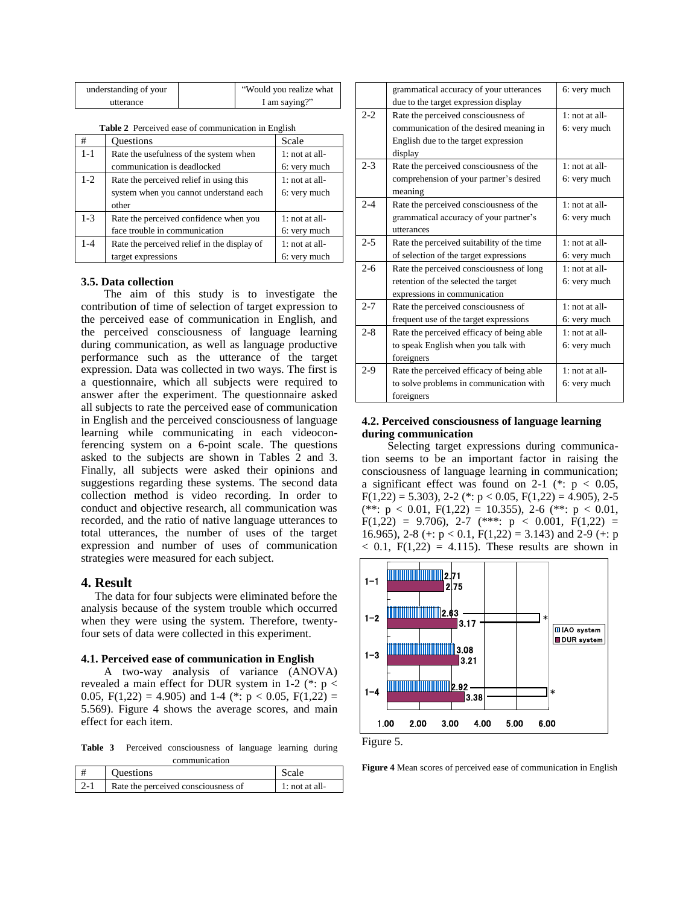| understanding of your utterance | | "Would you realize what I am saying?" |
|---|---|---|

**Table 2** Perceived ease of communication in English

| # | Questions | Scale |
|---|---|---|
| 1-1 | Rate the usefulness of the system when communication is deadlocked | 1: not at all- 6: very much |
| 1-2 | Rate the perceived relief in using this system when you cannot understand each other | 1: not at all- 6: very much |
| 1-3 | Rate the perceived confidence when you face trouble in communication | 1: not at all- 6: very much |
| 1-4 | Rate the perceived relief in the display of target expressions | 1: not at all- 6: very much |

### 3.5. Data collection

The aim of this study is to investigate the contribution of time of selection of target expression to the perceived ease of communication in English, and the perceived consciousness of language learning during communication, as well as language productive performance such as the utterance of the target expression. Data was collected in two ways. The first is a questionnaire, which all subjects were required to answer after the experiment. The questionnaire asked all subjects to rate the perceived ease of communication in English and the perceived consciousness of language learning while communicating in each videoconferencing system on a 6-point scale. The questions asked to the subjects are shown in Tables 2 and 3. Finally, all subjects were asked their opinions and suggestions regarding these systems. The second data collection method is video recording. In order to conduct and objective research, all communication was recorded, and the ratio of native language utterances to total utterances, the number of uses of the target expression and number of uses of communication strategies were measured for each subject.

## 4. Result

The data for four subjects were eliminated before the analysis because of the system trouble which occurred when they were using the system. Therefore, twenty-four sets of data were collected in this experiment.

### 4.1. Perceived ease of communication in English

A two-way analysis of variance (ANOVA) revealed a main effect for DUR system in 1-2 (*: $p < 0.05$, $F(1,22) = 4.905$) and 1-4 (*: $p < 0.05$, $F(1,22) = 5.569$). Figure 4 shows the average scores, and main effect for each item.

**Table 3** Perceived consciousness of language learning during communication

| # | Questions | Scale |
|---|---|---|
| 2-1 | Rate the perceived consciousness of grammatical accuracy of your utterances due to the target expression display | 1: not at all- 6: very much |
| 2-2 | Rate the perceived consciousness of communication of the desired meaning in English due to the target expression display | 1: not at all- 6: very much |
| 2-3 | Rate the perceived consciousness of the comprehension of your partner's desired meaning | 1: not at all- 6: very much |
| 2-4 | Rate the perceived consciousness of the grammatical accuracy of your partner's utterances | 1: not at all- 6: very much |
| 2-5 | Rate the perceived suitability of the time of selection of the target expressions | 1: not at all- 6: very much |
| 2-6 | Rate the perceived consciousness of long retention of the selected the target expressions in communication | 1: not at all- 6: very much |
| 2-7 | Rate the perceived consciousness of frequent use of the target expressions | 1: not at all- 6: very much |
| 2-8 | Rate the perceived efficacy of being able to speak English when you talk with foreigners | 1: not at all- 6: very much |
| 2-9 | Rate the perceived efficacy of being able to solve problems in communication with foreigners | 1: not at all- 6: very much |

### 4.2. Perceived consciousness of language learning during communication

Selecting target expressions during communication seems to be an important factor in raising the consciousness of language learning in communication; a significant effect was found on 2-1 (*: $p < 0.05$, $F(1,22) = 5.303$), 2-2 (*: $p < 0.05$, $F(1,22) = 4.905$), 2-5 (**: $p < 0.01$, $F(1,22) = 10.355$), 2-6 (**: $p < 0.01$, $F(1,22) = 9.706$), 2-7 (***: $p < 0.001$, $F(1,22) = 16.965$), 2-8 (+: $p < 0.1$, $F(1,22) = 3.143$) and 2-9 (+: $p < 0.1$, $F(1,22) = 4.115$). These results are shown in

Figure 5.

**Figure 4** Mean scores of perceived ease of communication in English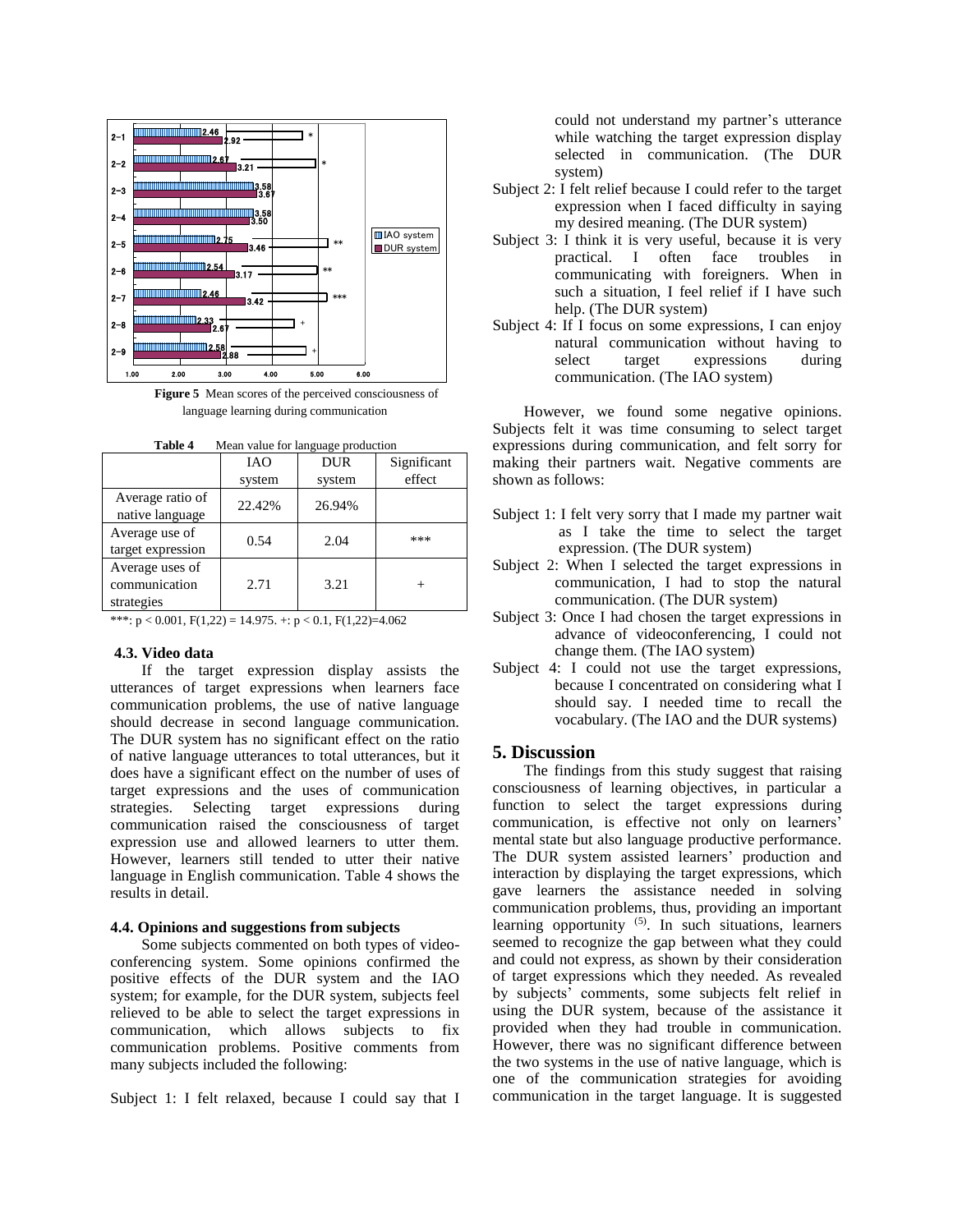**Figure 5** Mean scores of the perceived consciousness of language learning during communication

**Table 4** Mean value for language production

| | IAO system | DUR system | Significant effect |
|---|---|---|---|
| Average ratio of native language | 22.42% | 26.94% | |
| Average use of target expression | 0.54 | 2.04 | *** |
| Average uses of communication strategies | 2.71 | 3.21 | + |

***: $p < 0.001$, $F(1,22) = 14.975$. +: $p < 0.1$, $F(1,22)=4.062$

### 4.3. Video data

If the target expression display assists the utterances of target expressions when learners face communication problems, the use of native language should decrease in second language communication. The DUR system has no significant effect on the ratio of native language utterances to total utterances, but it does have a significant effect on the number of uses of target expressions and the uses of communication strategies. Selecting target expressions during communication raised the consciousness of target expression use and allowed learners to utter them. However, learners still tended to utter their native language in English communication. Table 4 shows the results in detail.

### 4.4. Opinions and suggestions from subjects

Some subjects commented on both types of video-conferencing system. Some opinions confirmed the positive effects of the DUR system and the IAO system; for example, for the DUR system, subjects feel relieved to be able to select the target expressions in communication, which allows subjects to fix communication problems. Positive comments from many subjects included the following:

Subject 1: I felt relaxed, because I could say that I could not understand my partner's utterance while watching the target expression display selected in communication. (The DUR system)

Subject 2: I felt relief because I could refer to the target expression when I faced difficulty in saying my desired meaning. (The DUR system)

Subject 3: I think it is very useful, because it is very practical. I often face troubles in communicating with foreigners. When in such a situation, I feel relief if I have such help. (The DUR system)

Subject 4: If I focus on some expressions, I can enjoy natural communication without having to select target expressions during communication. (The IAO system)

However, we found some negative opinions. Subjects felt it was time consuming to select target expressions during communication, and felt sorry for making their partners wait. Negative comments are shown as follows:

Subject 1: I felt very sorry that I made my partner wait as I take the time to select the target expression. (The DUR system)

Subject 2: When I selected the target expressions in communication, I had to stop the natural communication. (The DUR system)

Subject 3: Once I had chosen the target expressions in advance of videoconferencing, I could not change them. (The IAO system)

Subject 4: I could not use the target expressions, because I concentrated on considering what I should say. I needed time to recall the vocabulary. (The IAO and the DUR systems)

## 5. Discussion

The findings from this study suggest that raising consciousness of learning objectives, in particular a function to select the target expressions during communication, is effective not only on learners' mental state but also language productive performance. The DUR system assisted learners' production and interaction by displaying the target expressions, which gave learners the assistance needed in solving communication problems, thus, providing an important learning opportunity [5]. In such situations, learners seemed to recognize the gap between what they could and could not express, as shown by their consideration of target expressions which they needed. As revealed by subjects' comments, some subjects felt relief in using the DUR system, because of the assistance it provided when they had trouble in communication. However, there was no significant difference between the two systems in the use of native language, which is one of the communication strategies for avoiding communication in the target language. It is suggested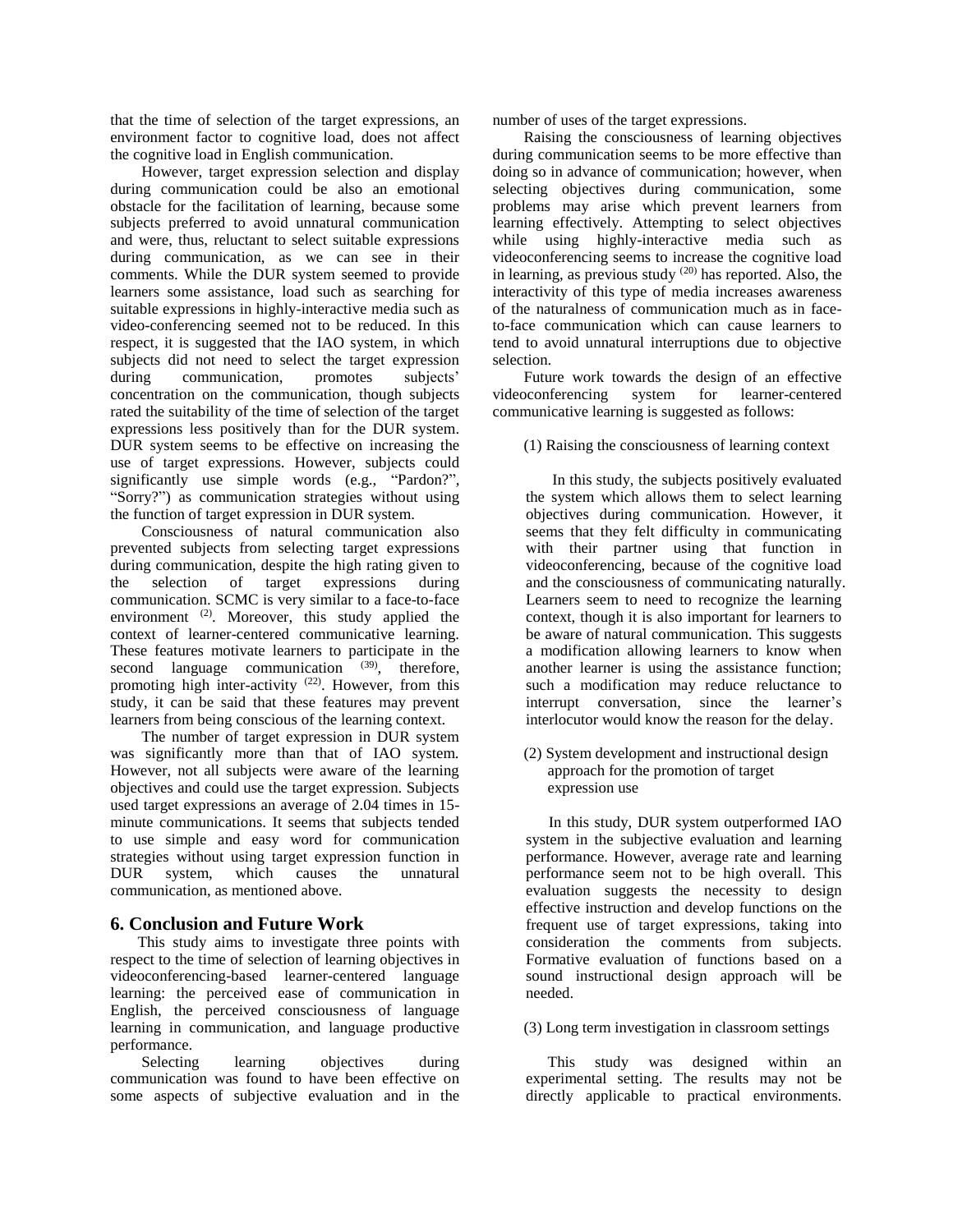that the time of selection of the target expressions, an environment factor to cognitive load, does not affect the cognitive load in English communication.

However, target expression selection and display during communication could be also an emotional obstacle for the facilitation of learning, because some subjects preferred to avoid unnatural communication and were, thus, reluctant to select suitable expressions during communication, as we can see in their comments. While the DUR system seemed to provide learners some assistance, load such as searching for suitable expressions in highly-interactive media such as video-conferencing seemed not to be reduced. In this respect, it is suggested that the IAO system, in which subjects did not need to select the target expression during communication, promotes subjects' concentration on the communication, though subjects rated the suitability of the time of selection of the target expressions less positively than for the DUR system. DUR system seems to be effective on increasing the use of target expressions. However, subjects could significantly use simple words (e.g., "Pardon?", "Sorry?") as communication strategies without using the function of target expression in DUR system.

Consciousness of natural communication also prevented subjects from selecting target expressions during communication, despite the high rating given to the selection of target expressions during communication. SCMC is very similar to a face-to-face environment [2]. Moreover, this study applied the context of learner-centered communicative learning. These features motivate learners to participate in the second language communication [39], therefore, promoting high inter-activity [22]. However, from this study, it can be said that these features may prevent learners from being conscious of the learning context.

The number of target expression in DUR system was significantly more than that of IAO system. However, not all subjects were aware of the learning objectives and could use the target expression. Subjects used target expressions an average of 2.04 times in 15-minute communications. It seems that subjects tended to use simple and easy word for communication strategies without using target expression function in DUR system, which causes the unnatural communication, as mentioned above.

## 6. Conclusion and Future Work

This study aims to investigate three points with respect to the time of selection of learning objectives in videoconferencing-based learner-centered language learning: the perceived ease of communication in English, the perceived consciousness of language learning in communication, and language productive performance.

Selecting learning objectives during communication was found to have been effective on some aspects of subjective evaluation and in the number of uses of the target expressions.

Raising the consciousness of learning objectives during communication seems to be more effective than doing so in advance of communication; however, when selecting objectives during communication, some problems may arise which prevent learners from learning effectively. Attempting to select objectives while using highly-interactive media such as videoconferencing seems to increase the cognitive load in learning, as previous study [20] has reported. Also, the interactivity of this type of media increases awareness of the naturalness of communication much as in face-to-face communication which can cause learners to tend to avoid unnatural interruptions due to objective selection.

Future work towards the design of an effective videoconferencing system for learner-centered communicative learning is suggested as follows:

(1) Raising the consciousness of learning context

In this study, the subjects positively evaluated the system which allows them to select learning objectives during communication. However, it seems that they felt difficulty in communicating with their partner using that function in videoconferencing, because of the cognitive load and the consciousness of communicating naturally. Learners seem to need to recognize the learning context, though it is also important for learners to be aware of natural communication. This suggests a modification allowing learners to know when another learner is using the assistance function; such a modification may reduce reluctance to interrupt conversation, since the learner's interlocutor would know the reason for the delay.

(2) System development and instructional design approach for the promotion of target expression use

In this study, DUR system outperformed IAO system in the subjective evaluation and learning performance. However, average rate and learning performance seem not to be high overall. This evaluation suggests the necessity to design effective instruction and develop functions on the frequent use of target expressions, taking into consideration the comments from subjects. Formative evaluation of functions based on a sound instructional design approach will be needed.

(3) Long term investigation in classroom settings

This study was designed within an experimental setting. The results may not be directly applicable to practical environments.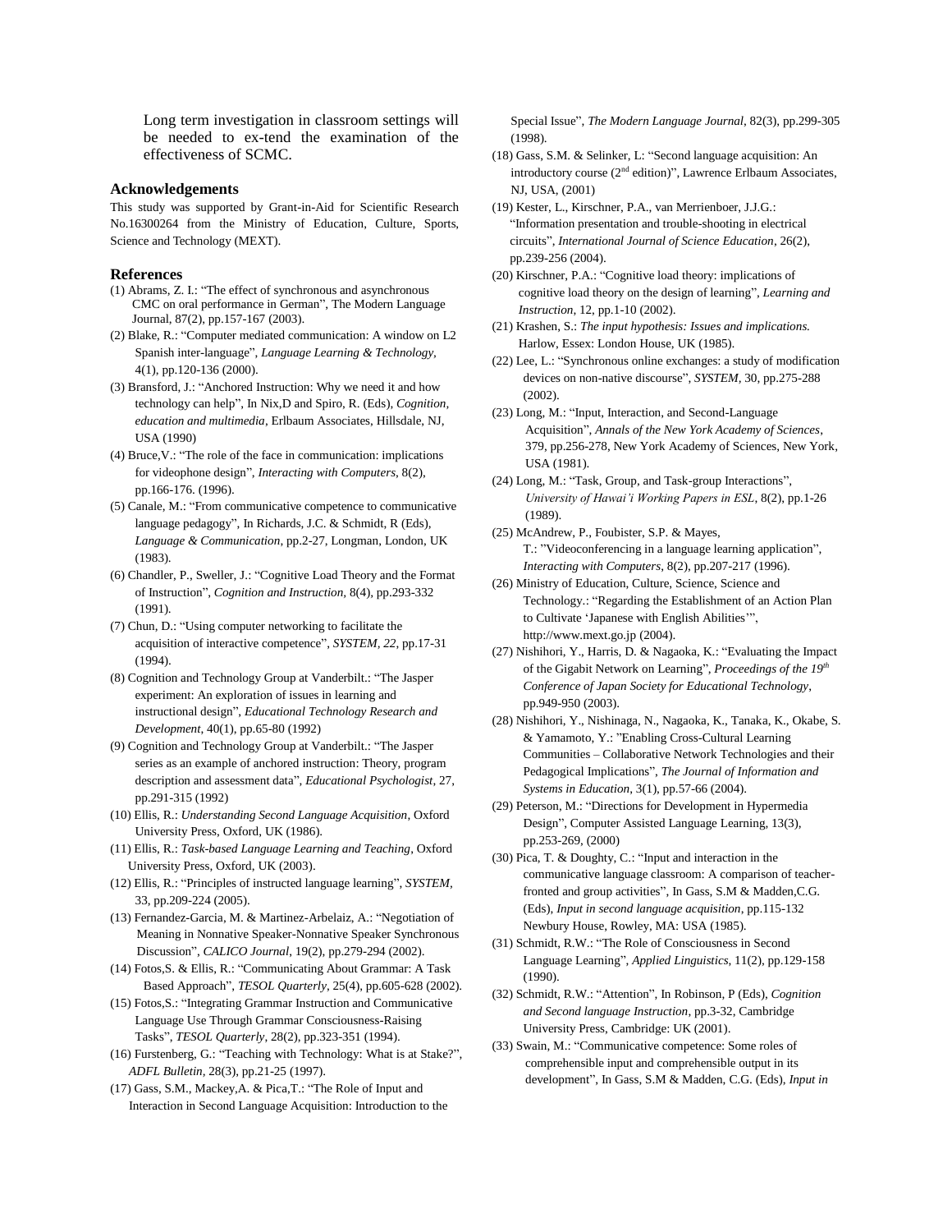Long term investigation in classroom settings will be needed to ex-tend the examination of the effectiveness of SCMC.

## Acknowledgements

This study was supported by Grant-in-Aid for Scientific Research No.16300264 from the Ministry of Education, Culture, Sports, Science and Technology (MEXT).

## References

(1) Abrams, Z. I.: “The effect of synchronous and asynchronous CMC on oral performance in German”, The Modern Language Journal, 87(2), pp.157-167 (2003).

(2) Blake, R.: “Computer mediated communication: A window on L2 Spanish inter-language”, *Language Learning & Technology*, 4(1), pp.120-136 (2000).

(3) Bransford, J.: “Anchored Instruction: Why we need it and how technology can help”, In Nix,D and Spiro, R. (Eds), *Cognition, education and multimedia*, Erlbaum Associates, Hillsdale, NJ, USA (1990)

(4) Bruce,V.: “The role of the face in communication: implications for videophone design”, *Interacting with Computers*, 8(2), pp.166-176. (1996).

(5) Canale, M.: “From communicative competence to communicative language pedagogy”, In Richards, J.C. & Schmidt, R (Eds), *Language & Communication*, pp.2-27, Longman, London, UK (1983).

(6) Chandler, P., Sweller, J.: “Cognitive Load Theory and the Format of Instruction”, *Cognition and Instruction*, 8(4), pp.293-332 (1991).

(7) Chun, D.: “Using computer networking to facilitate the acquisition of interactive competence”, *SYSTEM, 22*, pp.17-31 (1994).

(8) Cognition and Technology Group at Vanderbilt.: “The Jasper experiment: An exploration of issues in learning and instructional design”, *Educational Technology Research and Development*, 40(1), pp.65-80 (1992)

(9) Cognition and Technology Group at Vanderbilt.: “The Jasper series as an example of anchored instruction: Theory, program description and assessment data”, *Educational Psychologist*, 27, pp.291-315 (1992)

(10) Ellis, R.: *Understanding Second Language Acquisition*, Oxford University Press, Oxford, UK (1986).

(11) Ellis, R.: *Task-based Language Learning and Teaching*, Oxford University Press, Oxford, UK (2003).

(12) Ellis, R.: “Principles of instructed language learning”, *SYSTEM*, 33, pp.209-224 (2005).

(13) Fernandez-Garcia, M. & Martinez-Arbelaiz, A.: “Negotiation of Meaning in Nonnative Speaker-Nonnative Speaker Synchronous Discussion”, *CALICO Journal*, 19(2), pp.279-294 (2002).

(14) Fotos,S. & Ellis, R.: “Communicating About Grammar: A Task Based Approach”, *TESOL Quarterly*, 25(4), pp.605-628 (2002).

(15) Fotos,S.: “Integrating Grammar Instruction and Communicative Language Use Through Grammar Consciousness-Raising Tasks”, *TESOL Quarterly*, 28(2), pp.323-351 (1994).

(16) Furstenberg, G.: “Teaching with Technology: What is at Stake?”, *ADFL Bulletin*, 28(3), pp.21-25 (1997).

(17) Gass, S.M., Mackey,A. & Pica,T.: “The Role of Input and Interaction in Second Language Acquisition: Introduction to the Special Issue”, *The Modern Language Journal*, 82(3), pp.299-305 (1998).

(18) Gass, S.M. & Selinker, L: “Second language acquisition: An introductory course (2nd edition)”, Lawrence Erlbaum Associates, NJ, USA, (2001)

(19) Kester, L., Kirschner, P.A., van Merrienboer, J.J.G.: “Information presentation and trouble-shooting in electrical circuits”, *International Journal of Science Education*, 26(2), pp.239-256 (2004).

(20) Kirschner, P.A.: “Cognitive load theory: implications of cognitive load theory on the design of learning”, *Learning and Instruction*, 12, pp.1-10 (2002).

(21) Krashen, S.: *The input hypothesis: Issues and implications.* Harlow, Essex: London House, UK (1985).

(22) Lee, L.: “Synchronous online exchanges: a study of modification devices on non-native discourse”, *SYSTEM*, 30, pp.275-288 (2002).

(23) Long, M.: “Input, Interaction, and Second-Language Acquisition”, *Annals of the New York Academy of Sciences*, 379, pp.256-278, New York Academy of Sciences, New York, USA (1981).

(24) Long, M.: “Task, Group, and Task-group Interactions”, *University of Hawai'i Working Papers in ESL*, 8(2), pp.1-26 (1989).

(25) McAndrew, P., Foubister, S.P. & Mayes, T.: ”Videoconferencing in a language learning application”, *Interacting with Computers*, 8(2), pp.207-217 (1996).

(26) Ministry of Education, Culture, Science, Science and Technology.: “Regarding the Establishment of an Action Plan to Cultivate ‘Japanese with English Abilities’”, http://www.mext.go.jp (2004).

(27) Nishihori, Y., Harris, D. & Nagaoka, K.: “Evaluating the Impact of the Gigabit Network on Learning”, *Proceedings of the 19th Conference of Japan Society for Educational Technology*, pp.949-950 (2003).

(28) Nishihori, Y., Nishinaga, N., Nagaoka, K., Tanaka, K., Okabe, S. & Yamamoto, Y.: ”Enabling Cross-Cultural Learning Communities – Collaborative Network Technologies and their Pedagogical Implications”, *The Journal of Information and Systems in Education*, 3(1), pp.57-66 (2004).

(29) Peterson, M.: “Directions for Development in Hypermedia Design”, Computer Assisted Language Learning, 13(3), pp.253-269, (2000)

(30) Pica, T. & Doughty, C.: “Input and interaction in the communicative language classroom: A comparison of teacher-fronted and group activities”, In Gass, S.M & Madden,C.G. (Eds), *Input in second language acquisition*, pp.115-132 Newbury House, Rowley, MA: USA (1985).

(31) Schmidt, R.W.: “The Role of Consciousness in Second Language Learning”, *Applied Linguistics*, 11(2), pp.129-158 (1990).

(32) Schmidt, R.W.: “Attention”, In Robinson, P (Eds), *Cognition and Second language Instruction*, pp.3-32, Cambridge University Press, Cambridge: UK (2001).

(33) Swain, M.: “Communicative competence: Some roles of comprehensible input and comprehensible output in its development”, In Gass, S.M & Madden, C.G. (Eds), *Input in*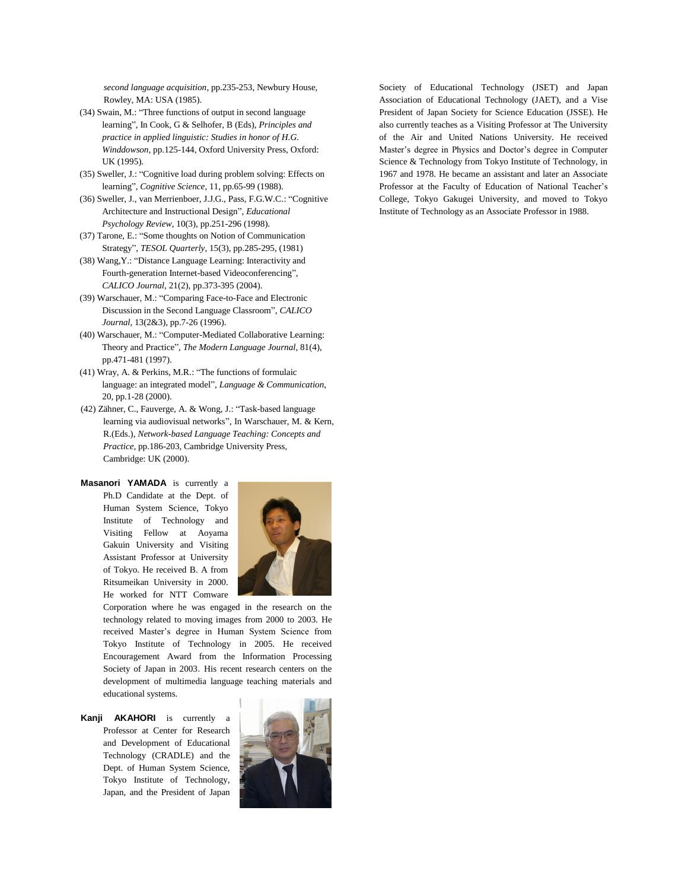*second language acquisition*, pp.235-253, Newbury House, Rowley, MA: USA (1985).

(34) Swain, M.: "Three functions of output in second language learning", In Cook, G & Selhofer, B (Eds), *Principles and practice in applied linguistic: Studies in honor of H.G. Winddowson*, pp.125-144, Oxford University Press, Oxford: UK (1995).

(35) Sweller, J.: "Cognitive load during problem solving: Effects on learning", *Cognitive Science*, 11, pp.65-99 (1988).

(36) Sweller, J., van Merrienboer, J.J.G., Pass, F.G.W.C.: "Cognitive Architecture and Instructional Design", *Educational Psychology Review*, 10(3), pp.251-296 (1998).

(37) Tarone, E.: "Some thoughts on Notion of Communication Strategy", *TESOL Quarterly*, 15(3), pp.285-295, (1981)

(38) Wang,Y.: "Distance Language Learning: Interactivity and Fourth-generation Internet-based Videoconferencing", *CALICO Journal*, 21(2), pp.373-395 (2004).

(39) Warschauer, M.: "Comparing Face-to-Face and Electronic Discussion in the Second Language Classroom", *CALICO Journal*, 13(2&3), pp.7-26 (1996).

(40) Warschauer, M.: "Computer-Mediated Collaborative Learning: Theory and Practice", *The Modern Language Journal*, 81(4), pp.471-481 (1997).

(41) Wray, A. & Perkins, M.R.: "The functions of formulaic language: an integrated model", *Language & Communication*, 20, pp.1-28 (2000).

(42) Zähner, C., Fauverge, A. & Wong, J.: "Task-based language learning via audiovisual networks", In Warschauer, M. & Kern, R.(Eds.), *Network-based Language Teaching: Concepts and Practice*, pp.186-203, Cambridge University Press, Cambridge: UK (2000).

**Masanori YAMADA** is currently a Ph.D Candidate at the Dept. of Human System Science, Tokyo Institute of Technology and Visiting Fellow at Aoyama Gakuin University and Visiting Assistant Professor at University of Tokyo. He received B. A from Ritsumeikan University in 2000. He worked for NTT Comware Corporation where he was engaged in the research on the technology related to moving images from 2000 to 2003. He received Master's degree in Human System Science from Tokyo Institute of Technology in 2005. He received Encouragement Award from the Information Processing Society of Japan in 2003. His recent research centers on the development of multimedia language teaching materials and educational systems.

**Kanji AKAHORI** is currently a Professor at Center for Research and Development of Educational Technology (CRADLE) and the Dept. of Human System Science, Tokyo Institute of Technology, Japan, and the President of Japan Society of Educational Technology (JSET) and Japan Association of Educational Technology (JAET), and a Vise President of Japan Society for Science Education (JSSE). He also currently teaches as a Visiting Professor at The University of the Air and United Nations University. He received Master's degree in Physics and Doctor's degree in Computer Science & Technology from Tokyo Institute of Technology, in 1967 and 1978. He became an assistant and later an Associate Professor at the Faculty of Education of National Teacher's College, Tokyo Gakugei University, and moved to Tokyo Institute of Technology as an Associate Professor in 1988.